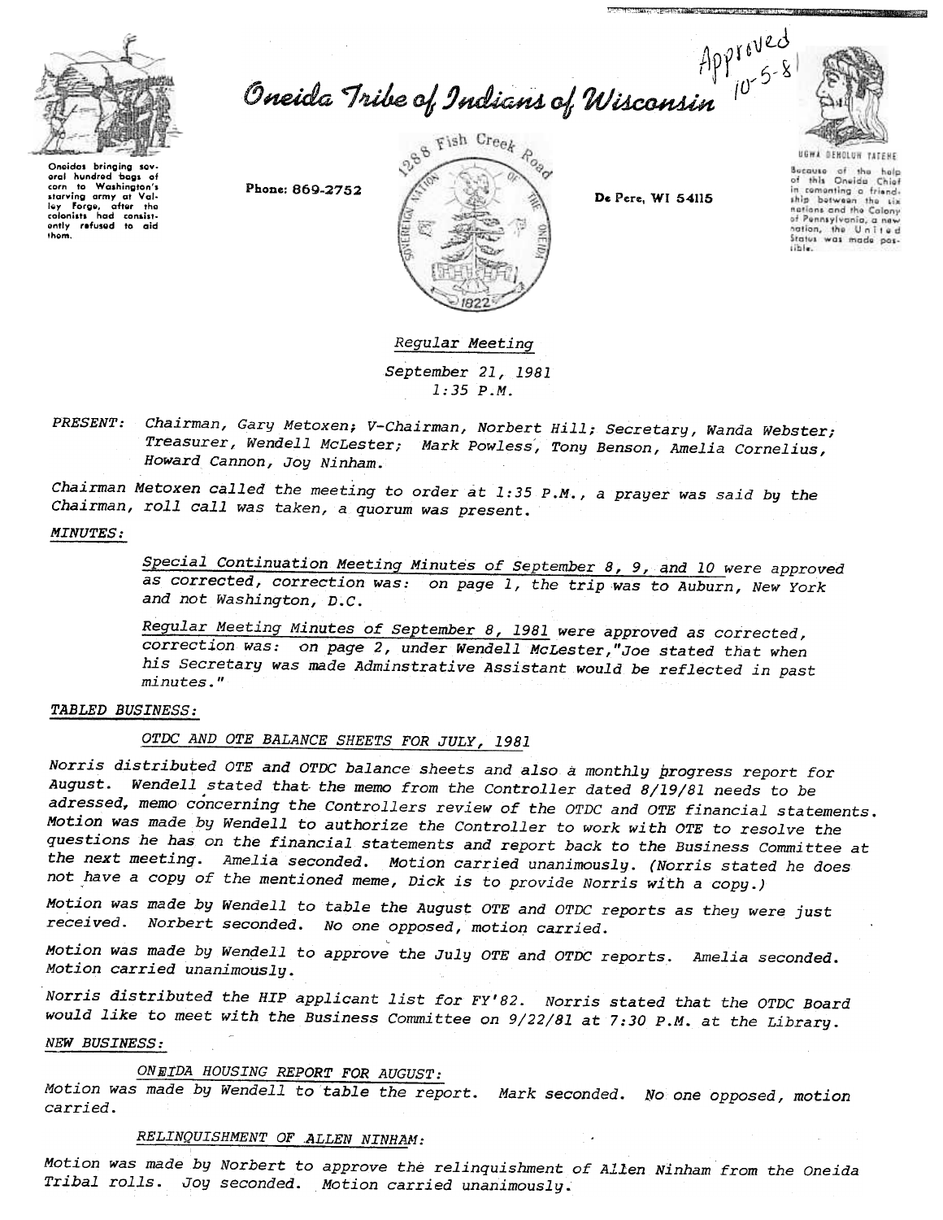Approved 10-5-81

# Oneida Tribe of Indians of Wisconsin

Oneidas bringing several hundred bags of corn to Washington's starving army at Valley Forge, after the colonists had consistently refused to aid them.

Phone: 869-2752

1288 Fish Creek Road

SOVEREIGN NATION OF THE ONEIDA 1822

De Pere, WI 54115

UGWA DEHOLUN YATEHE

Because of the help of this Oneida Chief in cementing a friendship between the six nations and the Colony of Pennsylvania, a new nation, the United States was made possible.

*Regular Meeting*

*September 21, 1981*

*1:35 P.M.*

*PRESENT:* *Chairman, Gary Metoxen; V-Chairman, Norbert Hill; Secretary, Wanda Webster; Treasurer, Wendell McLester; Mark Powless, Tony Benson, Amelia Cornelius, Howard Cannon, Joy Ninham.*

*Chairman Metoxen called the meeting to order at 1:35 P.M., a prayer was said by the Chairman, roll call was taken, a quorum was present.*

*MINUTES:*

*Special Continuation Meeting Minutes of September 8, 9, and 10 were approved as corrected, correction was: on page 1, the trip was to Auburn, New York and not Washington, D.C.*

*Regular Meeting Minutes of September 8, 1981 were approved as corrected, correction was: on page 2, under Wendell McLester,"Joe stated that when his Secretary was made Adminstrative Assistant would be reflected in past minutes."*

*TABLED BUSINESS:*

*OTDC AND OTE BALANCE SHEETS FOR JULY, 1981*

*Norris distributed OTE and OTDC balance sheets and also a monthly progress report for August. Wendell stated that the memo from the Controller dated 8/19/81 needs to be adressed, memo concerning the Controllers review of the OTDC and OTE financial statements. Motion was made by Wendell to authorize the Controller to work with OTE to resolve the questions he has on the financial statements and report back to the Business Committee at the next meeting. Amelia seconded. Motion carried unanimously. (Norris stated he does not have a copy of the mentioned meme, Dick is to provide Norris with a copy.)*

*Motion was made by Wendell to table the August OTE and OTDC reports as they were just received. Norbert seconded. No one opposed, motion carried.*

*Motion was made by Wendell to approve the July OTE and OTDC reports. Amelia seconded. Motion carried unanimously.*

*Norris distributed the HIP applicant list for FY'82. Norris stated that the OTDC Board would like to meet with the Business Committee on 9/22/81 at 7:30 P.M. at the Library.*

*NEW BUSINESS:*

*ONEIDA HOUSING REPORT FOR AUGUST:*

*Motion was made by Wendell to table the report. Mark seconded. No one opposed, motion carried.*

*RELINQUISHMENT OF ALLEN NINHAM:*

*Motion was made by Norbert to approve the relinquishment of Allen Ninham from the Oneida Tribal rolls. Joy seconded. Motion carried unanimously.*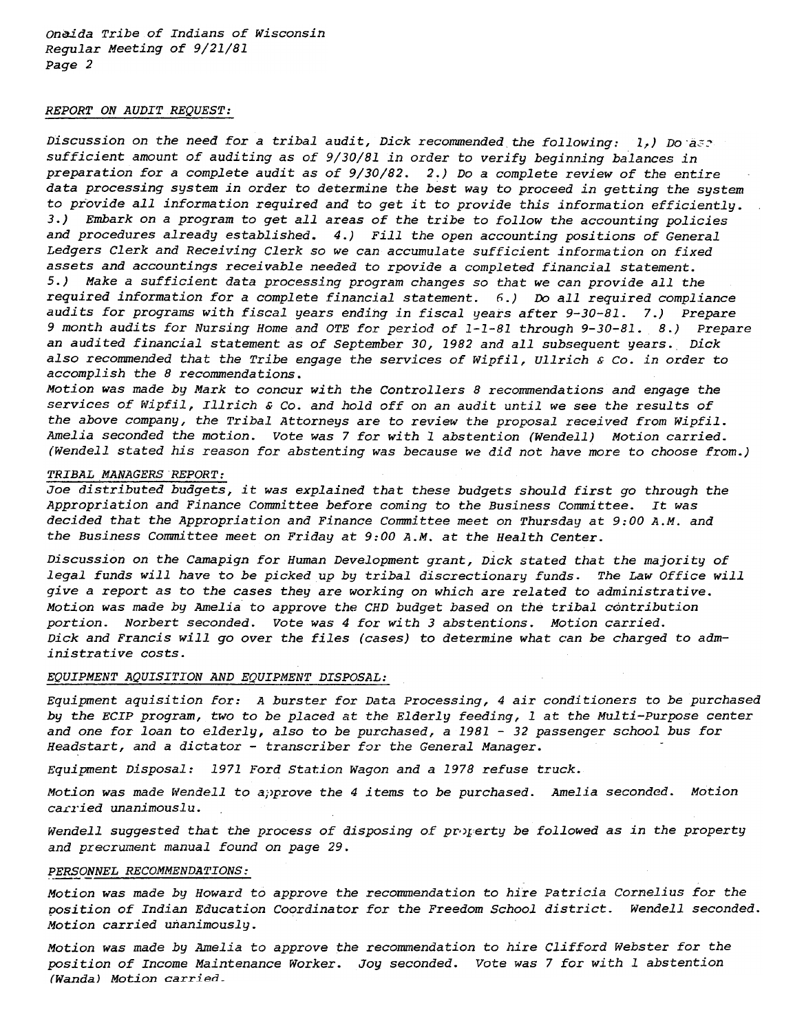*REPORT ON AUDIT REQUEST:*

*Discussion on the need for a tribal audit, Dick recommended the following: 1,) Do a sufficient amount of auditing as of 9/30/81 in order to verify beginning balances in preparation for a complete audit as of 9/30/82. 2.) Do a complete review of the entire data processing system in order to determine the best way to proceed in getting the system to provide all information required and to get it to provide this information efficiently. 3.) Embark on a program to get all areas of the tribe to follow the accounting policies and procedures already established. 4.) Fill the open accounting positions of General Ledgers Clerk and Receiving Clerk so we can accumulate sufficient information on fixed assets and accountings receivable needed to rpovide a completed financial statement. 5.) Make a sufficient data processing program changes so that we can provide all the required information for a complete financial statement. 6.) Do all required compliance audits for programs with fiscal years ending in fiscal years after 9-30-81. 7.) Prepare 9 month audits for Nursing Home and OTE for period of 1-1-81 through 9-30-81. 8.) Prepare an audited financial statement as of September 30, 1982 and all subsequent years. Dick also recommended that the Tribe engage the services of Wipfil, Ullrich & Co. in order to accomplish the 8 recommendations.*

*Motion was made by Mark to concur with the Controllers 8 recommendations and engage the services of Wipfil, Illrich & Co. and hold off on an audit until we see the results of the above company, the Tribal Attorneys are to review the proposal received from Wipfil. Amelia seconded the motion. Vote was 7 for with 1 abstention (Wendell) Motion carried. (Wendell stated his reason for abstenting was because we did not have more to choose from.)*

*TRIBAL MANAGERS REPORT:*

*Joe distributed budgets, it was explained that these budgets should first go through the Appropriation and Finance Committee before coming to the Business Committee. It was decided that the Appropriation and Finance Committee meet on Thursday at 9:00 A.M. and the Business Committee meet on Friday at 9:00 A.M. at the Health Center.*

*Discussion on the Camapign for Human Development grant, Dick stated that the majority of legal funds will have to be picked up by tribal discretionary funds. The Law Office will give a report as to the cases they are working on which are related to administrative. Motion was made by Amelia to approve the CHD budget based on the tribal contribution portion. Norbert seconded. Vote was 4 for with 3 abstentions. Motion carried. Dick and Francis will go over the files (cases) to determine what can be charged to administrative costs.*

*EQUIPMENT AQUISITION AND EQUIPMENT DISPOSAL:*

*Equipment aquisition for: A burster for Data Processing, 4 air conditioners to be purchased by the ECIP program, two to be placed at the Elderly feeding, 1 at the Multi-Purpose center and one for loan to elderly, also to be purchased, a 1981 - 32 passenger school bus for Headstart, and a dictator - transcriber for the General Manager.*

*Equipment Disposal: 1971 Ford Station Wagon and a 1978 refuse truck.*

*Motion was made Wendell to approve the 4 items to be purchased. Amelia seconded. Motion carried unanimouslu.*

*Wendell suggested that the process of disposing of property be followed as in the property and precrument manual found on page 29.*

*PERSONNEL RECOMMENDATIONS:*

*Motion was made by Howard to approve the recommendation to hire Patricia Cornelius for the position of Indian Education Coordinator for the Freedom School district. Wendell seconded. Motion carried unanimously.*

*Motion was made by Amelia to approve the recommendation to hire Clifford Webster for the position of Income Maintenance Worker. Joy seconded. Vote was 7 for with 1 abstention (Wanda) Motion carried.*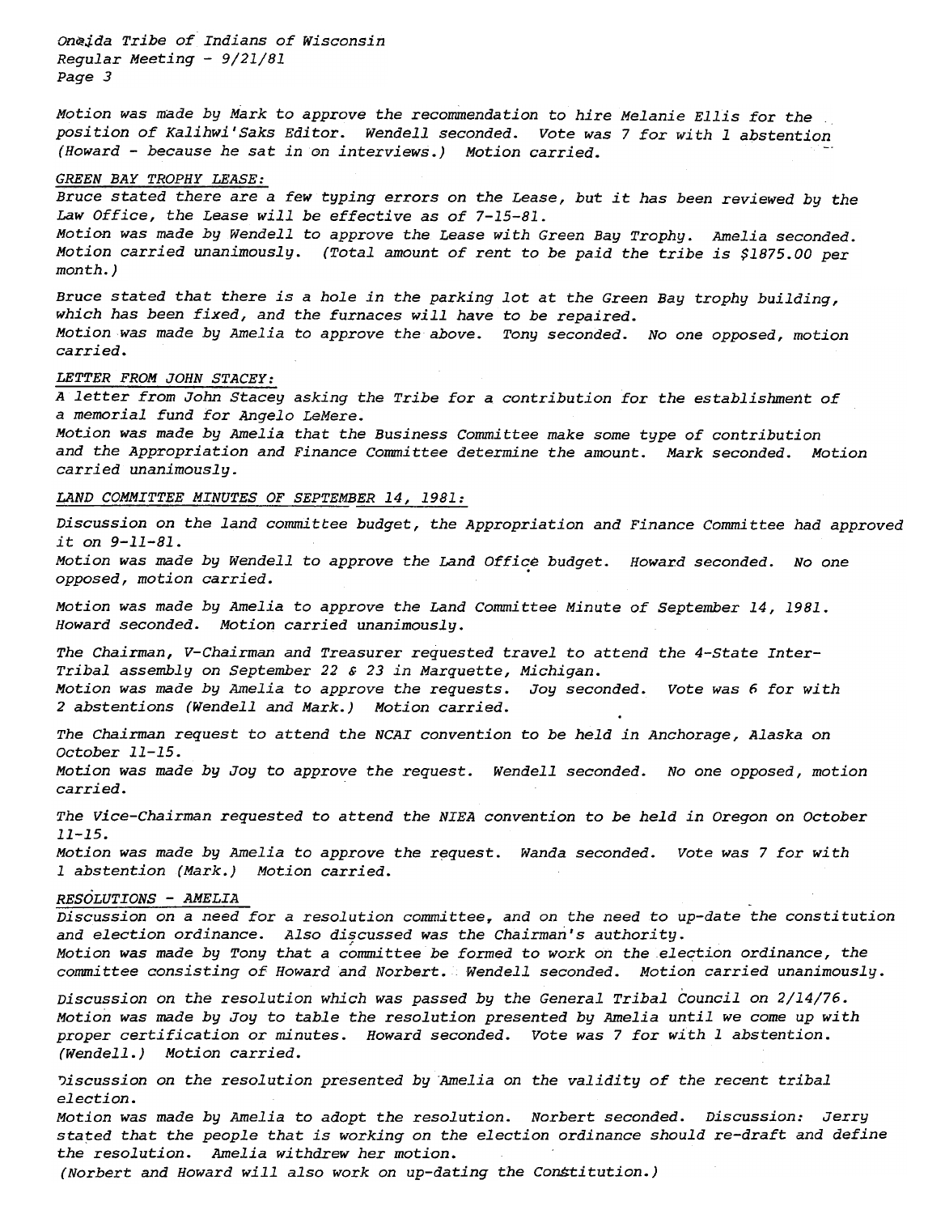*Motion was made by Mark to approve the recommendation to hire Melanie Ellis for the position of Kalihwi'Saks Editor. Wendell seconded. Vote was 7 for with 1 abstention (Howard - because he sat in on interviews.) Motion carried.*

*GREEN BAY TROPHY LEASE:*

*Bruce stated there are a few typing errors on the Lease, but it has been reviewed by the Law Office, the Lease will be effective as of 7-15-81.*
*Motion was made by Wendell to approve the Lease with Green Bay Trophy. Amelia seconded. Motion carried unanimously. (Total amount of rent to be paid the tribe is $1875.00 per month.)*

*Bruce stated that there is a hole in the parking lot at the Green Bay trophy building, which has been fixed, and the furnaces will have to be repaired.*
*Motion was made by Amelia to approve the above. Tony seconded. No one opposed, motion carried.*

*LETTER FROM JOHN STACEY:*

*A letter from John Stacey asking the Tribe for a contribution for the establishment of a memorial fund for Angelo LeMere.*
*Motion was made by Amelia that the Business Committee make some type of contribution and the Appropriation and Finance Committee determine the amount. Mark seconded. Motion carried unanimously.*

*LAND COMMITTEE MINUTES OF SEPTEMBER 14, 1981:*

*Discussion on the land committee budget, the Appropriation and Finance Committee had approved it on 9-11-81.*
*Motion was made by Wendell to approve the Land Office budget. Howard seconded. No one opposed, motion carried.*

*Motion was made by Amelia to approve the Land Committee Minute of September 14, 1981. Howard seconded. Motion carried unanimously.*

*The Chairman, V-Chairman and Treasurer requested travel to attend the 4-State Inter-Tribal assembly on September 22 & 23 in Marquette, Michigan.*
*Motion was made by Amelia to approve the requests. Joy seconded. Vote was 6 for with 2 abstentions (Wendell and Mark.) Motion carried.*

*The Chairman request to attend the NCAI convention to be held in Anchorage, Alaska on October 11-15.*
*Motion was made by Joy to approve the request. Wendell seconded. No one opposed, motion carried.*

*The Vice-Chairman requested to attend the NIEA convention to be held in Oregon on October 11-15.*
*Motion was made by Amelia to approve the request. Wanda seconded. Vote was 7 for with 1 abstention (Mark.) Motion carried.*

*RESOLUTIONS - AMELIA*

*Discussion on a need for a resolution committee, and on the need to up-date the constitution and election ordinance. Also discussed was the Chairman's authority.*
*Motion was made by Tony that a committee be formed to work on the election ordinance, the committee consisting of Howard and Norbert. Wendell seconded. Motion carried unanimously.*

*Discussion on the resolution which was passed by the General Tribal Council on 2/14/76.*
*Motion was made by Joy to table the resolution presented by Amelia until we come up with proper certification or minutes. Howard seconded. Vote was 7 for with 1 abstention. (Wendell.) Motion carried.*

*Discussion on the resolution presented by Amelia on the validity of the recent tribal election.*
*Motion was made by Amelia to adopt the resolution. Norbert seconded. Discussion: Jerry stated that the people that is working on the election ordinance should re-draft and define the resolution. Amelia withdrew her motion.*
*(Norbert and Howard will also work on up-dating the Constitution.)*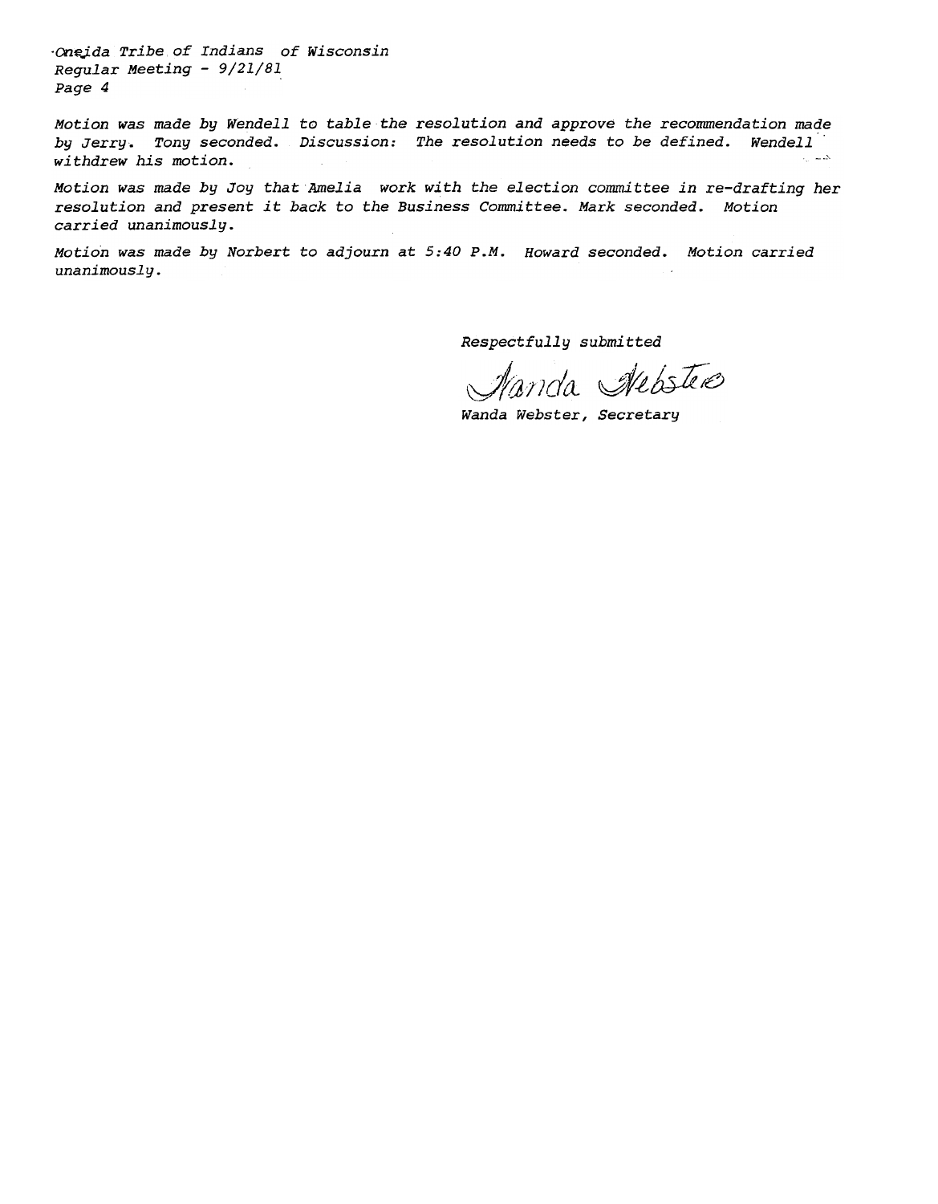*Motion was made by Wendell to table the resolution and approve the recommendation made by Jerry. Tony seconded. Discussion: The resolution needs to be defined. Wendell withdrew his motion.*

*Motion was made by Joy that Amelia work with the election committee in re-drafting her resolution and present it back to the Business Committee. Mark seconded. Motion carried unanimously.*

*Motion was made by Norbert to adjourn at 5:40 P.M. Howard seconded. Motion carried unanimously.*

*Respectfully submitted*

*Wanda Webster*

*Wanda Webster, Secretary*